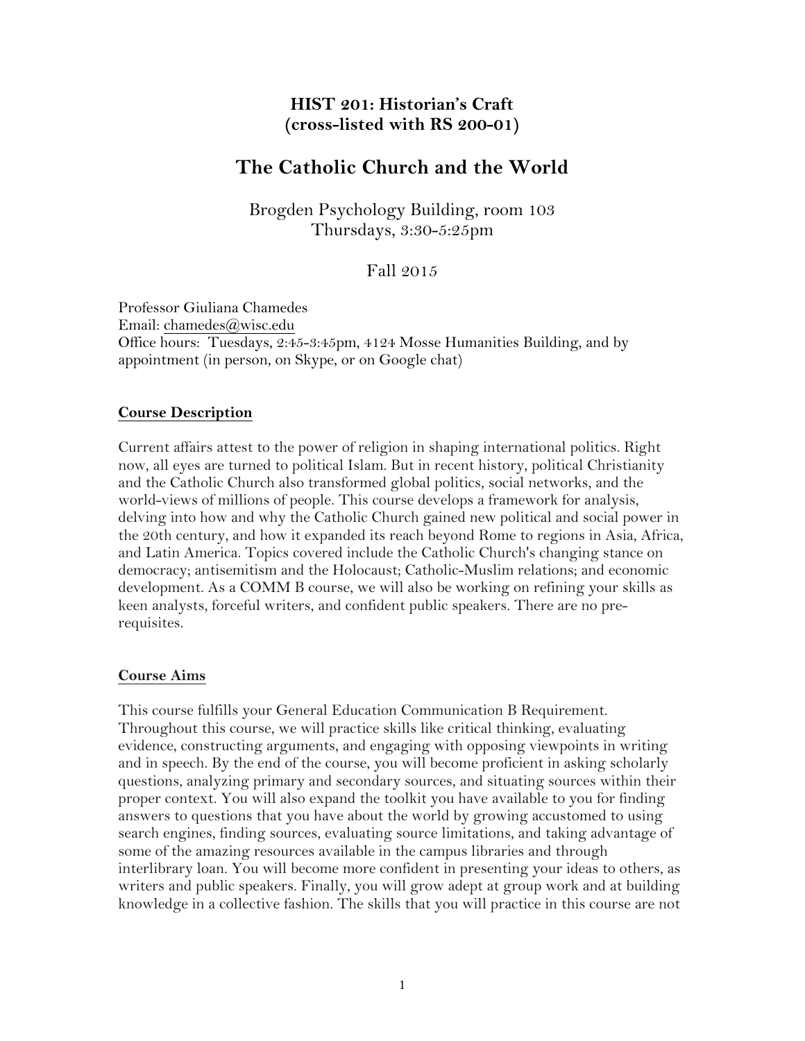**HIST 201: Historian's Craft**
**(cross-listed with RS 200-01)**

# The Catholic Church and the World

Brogden Psychology Building, room 103
Thursdays, 3:30-5:25pm

Fall 2015

Professor Giuliana Chamedes
Email: chamedes@wisc.edu
Office hours: Tuesdays, 2:45-3:45pm, 4124 Mosse Humanities Building, and by appointment (in person, on Skype, or on Google chat)

## Course Description

Current affairs attest to the power of religion in shaping international politics. Right now, all eyes are turned to political Islam. But in recent history, political Christianity and the Catholic Church also transformed global politics, social networks, and the world-views of millions of people. This course develops a framework for analysis, delving into how and why the Catholic Church gained new political and social power in the 20th century, and how it expanded its reach beyond Rome to regions in Asia, Africa, and Latin America. Topics covered include the Catholic Church's changing stance on democracy; antisemitism and the Holocaust; Catholic-Muslim relations; and economic development. As a COMM B course, we will also be working on refining your skills as keen analysts, forceful writers, and confident public speakers. There are no pre-requisites.

## Course Aims

This course fulfills your General Education Communication B Requirement. Throughout this course, we will practice skills like critical thinking, evaluating evidence, constructing arguments, and engaging with opposing viewpoints in writing and in speech. By the end of the course, you will become proficient in asking scholarly questions, analyzing primary and secondary sources, and situating sources within their proper context. You will also expand the toolkit you have available to you for finding answers to questions that you have about the world by growing accustomed to using search engines, finding sources, evaluating source limitations, and taking advantage of some of the amazing resources available in the campus libraries and through interlibrary loan. You will become more confident in presenting your ideas to others, as writers and public speakers. Finally, you will grow adept at group work and at building knowledge in a collective fashion. The skills that you will practice in this course are not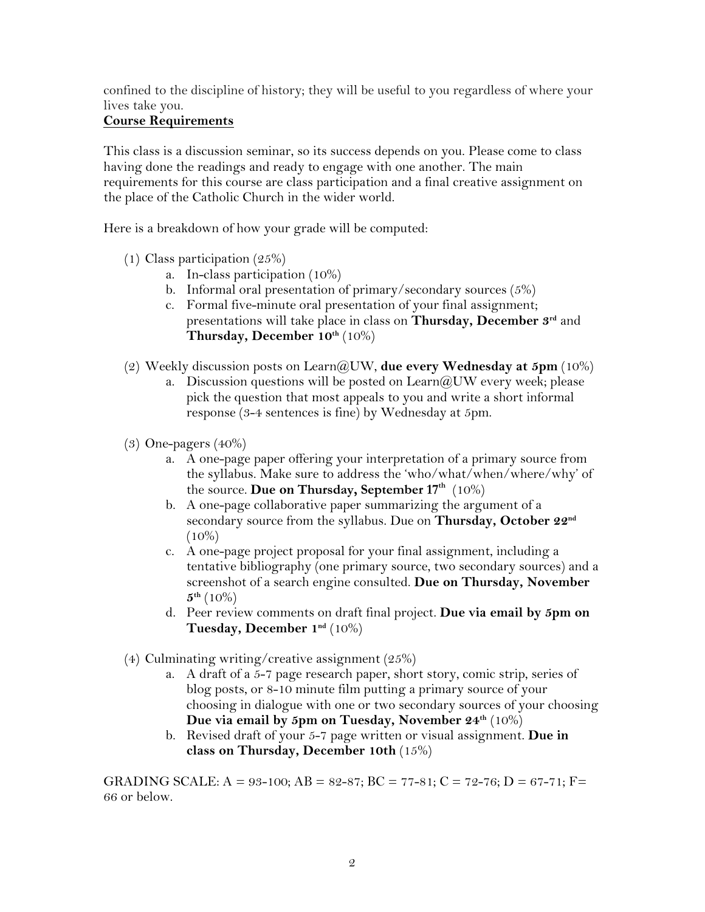confined to the discipline of history; they will be useful to you regardless of where your lives take you.

**Course Requirements**

This class is a discussion seminar, so its success depends on you. Please come to class having done the readings and ready to engage with one another. The main requirements for this course are class participation and a final creative assignment on the place of the Catholic Church in the wider world.

Here is a breakdown of how your grade will be computed:

(1) Class participation (25%)
   a. In-class participation (10%)
   b. Informal oral presentation of primary/secondary sources (5%)
   c. Formal five-minute oral presentation of your final assignment; presentations will take place in class on **Thursday, December 3rd** and **Thursday, December 10th** (10%)

(2) Weekly discussion posts on Learn@UW, **due every Wednesday at 5pm** (10%)
   a. Discussion questions will be posted on Learn@UW every week; please pick the question that most appeals to you and write a short informal response (3-4 sentences is fine) by Wednesday at 5pm.

(3) One-pagers (40%)
   a. A one-page paper offering your interpretation of a primary source from the syllabus. Make sure to address the 'who/what/when/where/why' of the source. **Due on Thursday, September 17th** (10%)
   b. A one-page collaborative paper summarizing the argument of a secondary source from the syllabus. Due on **Thursday, October 22nd** (10%)
   c. A one-page project proposal for your final assignment, including a tentative bibliography (one primary source, two secondary sources) and a screenshot of a search engine consulted. **Due on Thursday, November 5th** (10%)
   d. Peer review comments on draft final project. **Due via email by 5pm on Tuesday, December 1nd** (10%)

(4) Culminating writing/creative assignment (25%)
   a. A draft of a 5-7 page research paper, short story, comic strip, series of blog posts, or 8-10 minute film putting a primary source of your choosing in dialogue with one or two secondary sources of your choosing **Due via email by 5pm on Tuesday, November 24th** (10%)
   b. Revised draft of your 5-7 page written or visual assignment. **Due in class on Thursday, December 10th** (15%)

GRADING SCALE: A = 93-100; AB = 82-87; BC = 77-81; C = 72-76; D = 67-71; F= 66 or below.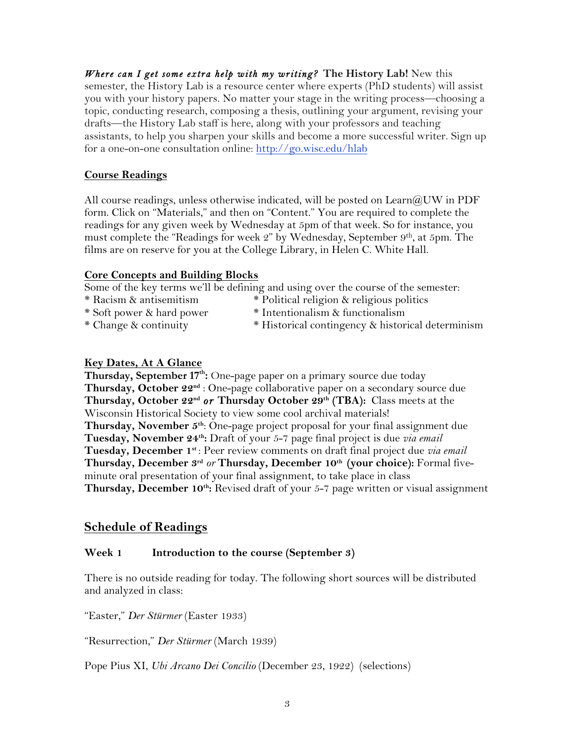***Where can I get some extra help with my writing?*** **The History Lab!** New this semester, the History Lab is a resource center where experts (PhD students) will assist you with your history papers. No matter your stage in the writing process—choosing a topic, conducting research, composing a thesis, outlining your argument, revising your drafts—the History Lab staff is here, along with your professors and teaching assistants, to help you sharpen your skills and become a more successful writer. Sign up for a one-on-one consultation online: http://go.wisc.edu/hlab

## Course Readings

All course readings, unless otherwise indicated, will be posted on Learn@UW in PDF form. Click on "Materials," and then on "Content." You are required to complete the readings for any given week by Wednesday at 5pm of that week. So for instance, you must complete the "Readings for week 2" by Wednesday, September 9th, at 5pm. The films are on reserve for you at the College Library, in Helen C. White Hall.

## Core Concepts and Building Blocks

Some of the key terms we'll be defining and using over the course of the semester:

* Racism & antisemitism
* Soft power & hard power
* Change & continuity
* Political religion & religious politics
* Intentionalism & functionalism
* Historical contingency & historical determinism

## Key Dates, At A Glance

**Thursday, September 17th:** One-page paper on a primary source due today
**Thursday, October 22nd** : One-page collaborative paper on a secondary source due
**Thursday, October 22nd *or* Thursday October 29th (TBA):** Class meets at the Wisconsin Historical Society to view some cool archival materials!
**Thursday, November 5th**: One-page project proposal for your final assignment due
**Tuesday, November 24th:** Draft of your 5-7 page final project is due *via email*
**Tuesday, December 1st** : Peer review comments on draft final project due *via email*
**Thursday, December 3rd** *or* **Thursday, December 10th (your choice):** Formal five-minute oral presentation of your final assignment, to take place in class
**Thursday, December 10th:** Revised draft of your 5-7 page written or visual assignment

## Schedule of Readings

### Week 1 Introduction to the course (September 3)

There is no outside reading for today. The following short sources will be distributed and analyzed in class:

"Easter," *Der Stürmer* (Easter 1933)

"Resurrection," *Der Stürmer* (March 1939)

Pope Pius XI, *Ubi Arcano Dei Concilio* (December 23, 1922) (selections)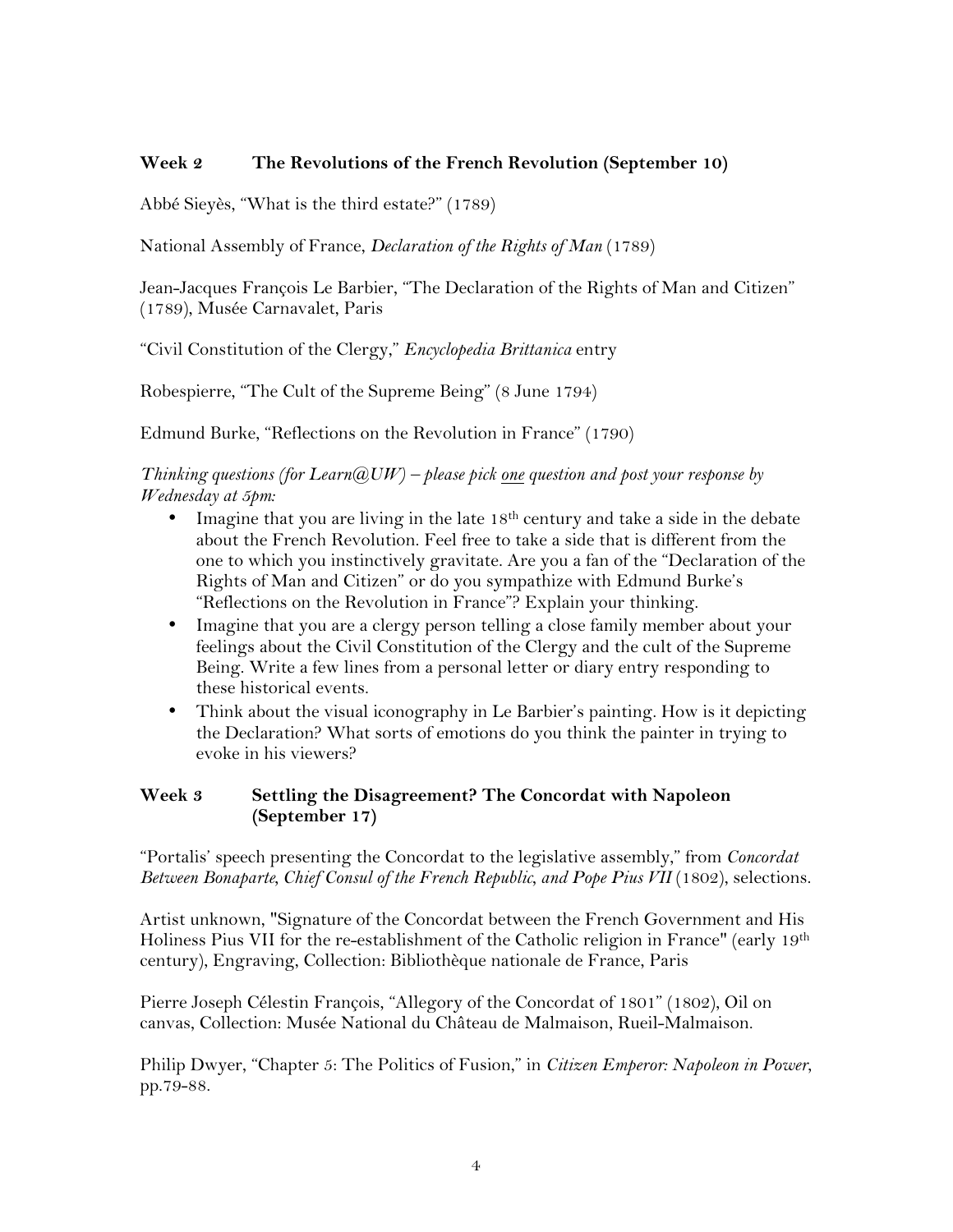### **Week 2 The Revolutions of the French Revolution (September 10)**

Abbé Sieyès, "What is the third estate?" (1789)

National Assembly of France, *Declaration of the Rights of Man* (1789)

Jean-Jacques François Le Barbier, "The Declaration of the Rights of Man and Citizen" (1789), Musée Carnavalet, Paris

"Civil Constitution of the Clergy," *Encyclopedia Brittanica* entry

Robespierre, "The Cult of the Supreme Being" (8 June 1794)

Edmund Burke, "Reflections on the Revolution in France" (1790)

*Thinking questions (for Learn@UW) – please pick one question and post your response by Wednesday at 5pm:*

- Imagine that you are living in the late 18th century and take a side in the debate about the French Revolution. Feel free to take a side that is different from the one to which you instinctively gravitate. Are you a fan of the "Declaration of the Rights of Man and Citizen" or do you sympathize with Edmund Burke's "Reflections on the Revolution in France"? Explain your thinking.
- Imagine that you are a clergy person telling a close family member about your feelings about the Civil Constitution of the Clergy and the cult of the Supreme Being. Write a few lines from a personal letter or diary entry responding to these historical events.
- Think about the visual iconography in Le Barbier's painting. How is it depicting the Declaration? What sorts of emotions do you think the painter in trying to evoke in his viewers?

### **Week 3 Settling the Disagreement? The Concordat with Napoleon (September 17)**

"Portalis' speech presenting the Concordat to the legislative assembly," from *Concordat Between Bonaparte, Chief Consul of the French Republic, and Pope Pius VII* (1802), selections.

Artist unknown, "Signature of the Concordat between the French Government and His Holiness Pius VII for the re-establishment of the Catholic religion in France" (early 19th century), Engraving, Collection: Bibliothèque nationale de France, Paris

Pierre Joseph Célestin François, "Allegory of the Concordat of 1801" (1802), Oil on canvas, Collection: Musée National du Château de Malmaison, Rueil-Malmaison.

Philip Dwyer, "Chapter 5: The Politics of Fusion," in *Citizen Emperor: Napoleon in Power*, pp.79-88.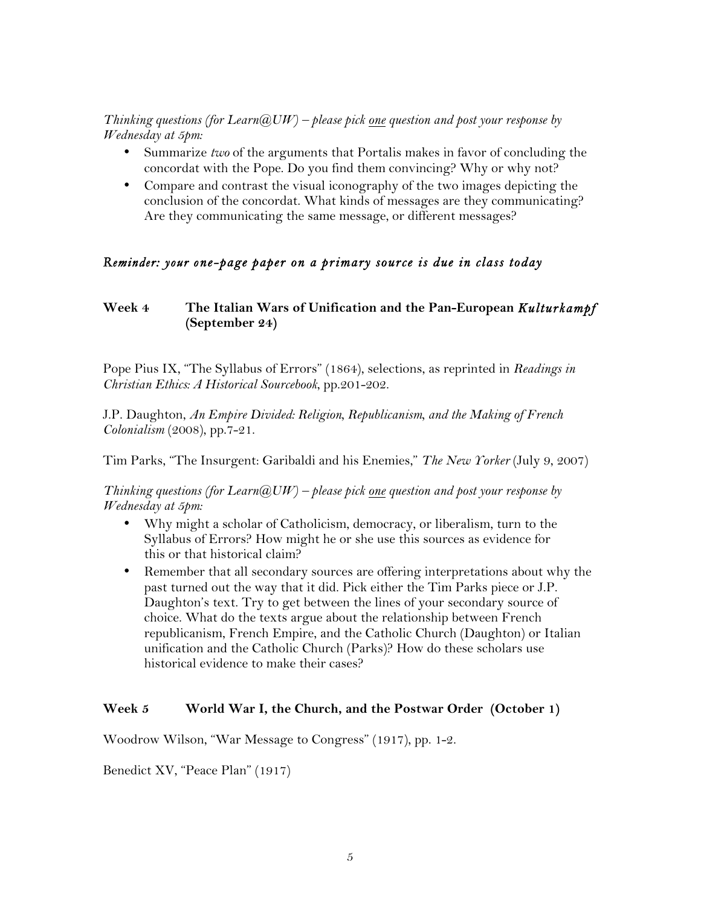*Thinking questions (for Learn@UW) – please pick <u>one</u> question and post your response by Wednesday at 5pm:*

- Summarize *two* of the arguments that Portalis makes in favor of concluding the concordat with the Pope. Do you find them convincing? Why or why not?
- Compare and contrast the visual iconography of the two images depicting the conclusion of the concordat. What kinds of messages are they communicating? Are they communicating the same message, or different messages?

***Reminder: your one-page paper on a primary source is due in class today***

### Week 4 The Italian Wars of Unification and the Pan-European *Kulturkampf* (September 24)

Pope Pius IX, "The Syllabus of Errors" (1864), selections, as reprinted in *Readings in Christian Ethics: A Historical Sourcebook*, pp.201-202.

J.P. Daughton, *An Empire Divided: Religion, Republicanism, and the Making of French Colonialism* (2008), pp.7-21.

Tim Parks, "The Insurgent: Garibaldi and his Enemies," *The New Yorker* (July 9, 2007)

*Thinking questions (for Learn@UW) – please pick <u>one</u> question and post your response by Wednesday at 5pm:*

- Why might a scholar of Catholicism, democracy, or liberalism, turn to the Syllabus of Errors? How might he or she use this sources as evidence for this or that historical claim?
- Remember that all secondary sources are offering interpretations about why the past turned out the way that it did. Pick either the Tim Parks piece or J.P. Daughton's text. Try to get between the lines of your secondary source of choice. What do the texts argue about the relationship between French republicanism, French Empire, and the Catholic Church (Daughton) or Italian unification and the Catholic Church (Parks)? How do these scholars use historical evidence to make their cases?

### Week 5 World War I, the Church, and the Postwar Order (October 1)

Woodrow Wilson, "War Message to Congress" (1917), pp. 1-2.

Benedict XV, "Peace Plan" (1917)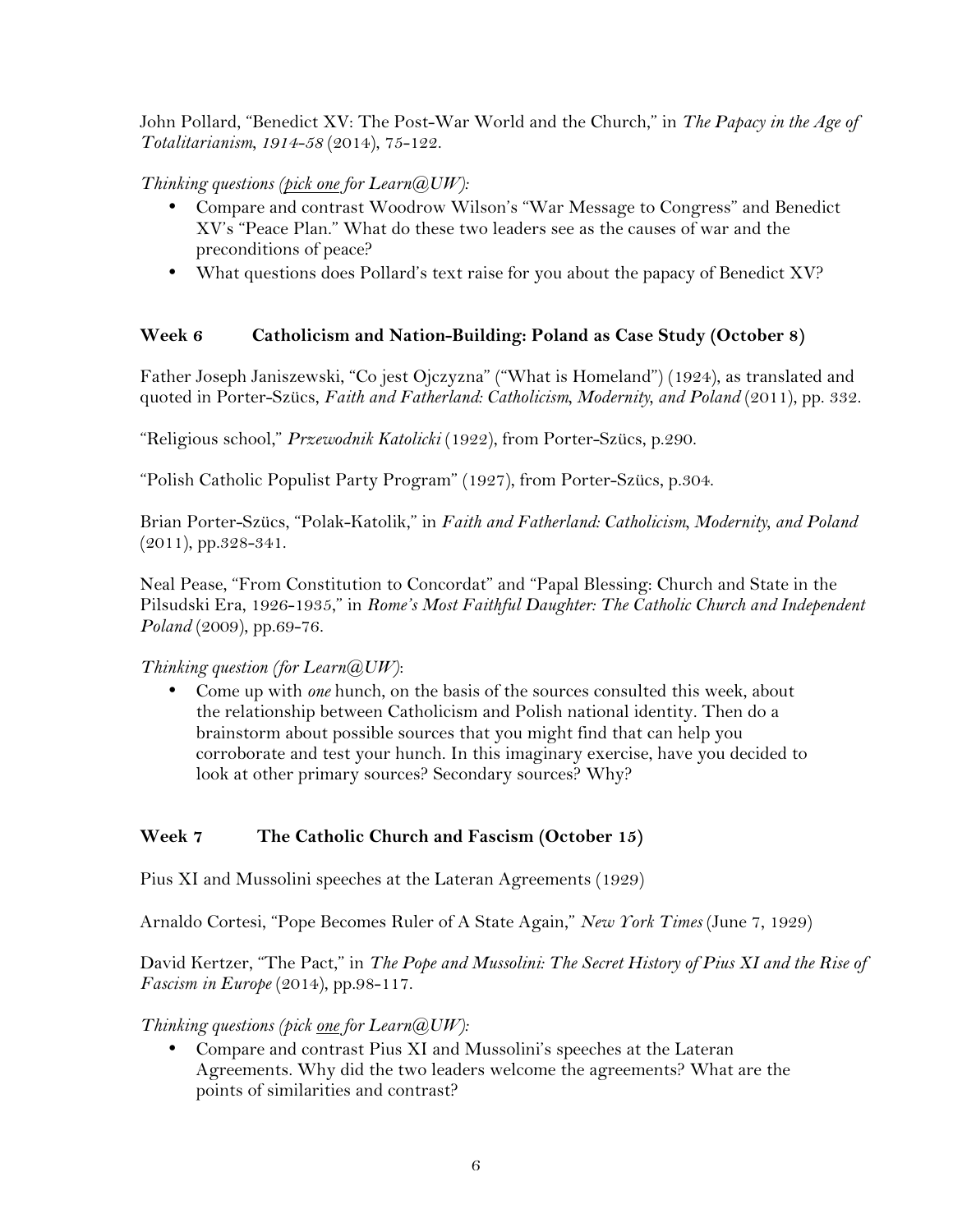John Pollard, "Benedict XV: The Post-War World and the Church," in *The Papacy in the Age of Totalitarianism, 1914-58* (2014), 75-122.

*Thinking questions (pick one for Learn@UW):*

- Compare and contrast Woodrow Wilson's "War Message to Congress" and Benedict XV's "Peace Plan." What do these two leaders see as the causes of war and the preconditions of peace?
- What questions does Pollard's text raise for you about the papacy of Benedict XV?

### Week 6 Catholicism and Nation-Building: Poland as Case Study (October 8)

Father Joseph Janiszewski, "Co jest Ojczyzna" ("What is Homeland") (1924), as translated and quoted in Porter-Szücs, *Faith and Fatherland: Catholicism, Modernity, and Poland* (2011), pp. 332.

"Religious school," *Przewodnik Katolicki* (1922), from Porter-Szücs, p.290.

"Polish Catholic Populist Party Program" (1927), from Porter-Szücs, p.304.

Brian Porter-Szücs, "Polak-Katolik," in *Faith and Fatherland: Catholicism, Modernity, and Poland* (2011), pp.328-341.

Neal Pease, "From Constitution to Concordat" and "Papal Blessing: Church and State in the Pilsudski Era, 1926-1935," in *Rome's Most Faithful Daughter: The Catholic Church and Independent Poland* (2009), pp.69-76.

*Thinking question (for Learn@UW):*

- Come up with *one* hunch, on the basis of the sources consulted this week, about the relationship between Catholicism and Polish national identity. Then do a brainstorm about possible sources that you might find that can help you corroborate and test your hunch. In this imaginary exercise, have you decided to look at other primary sources? Secondary sources? Why?

### Week 7 The Catholic Church and Fascism (October 15)

Pius XI and Mussolini speeches at the Lateran Agreements (1929)

Arnaldo Cortesi, "Pope Becomes Ruler of A State Again," *New York Times* (June 7, 1929)

David Kertzer, "The Pact," in *The Pope and Mussolini: The Secret History of Pius XI and the Rise of Fascism in Europe* (2014), pp.98-117.

*Thinking questions (pick one for Learn@UW):*

- Compare and contrast Pius XI and Mussolini's speeches at the Lateran Agreements. Why did the two leaders welcome the agreements? What are the points of similarities and contrast?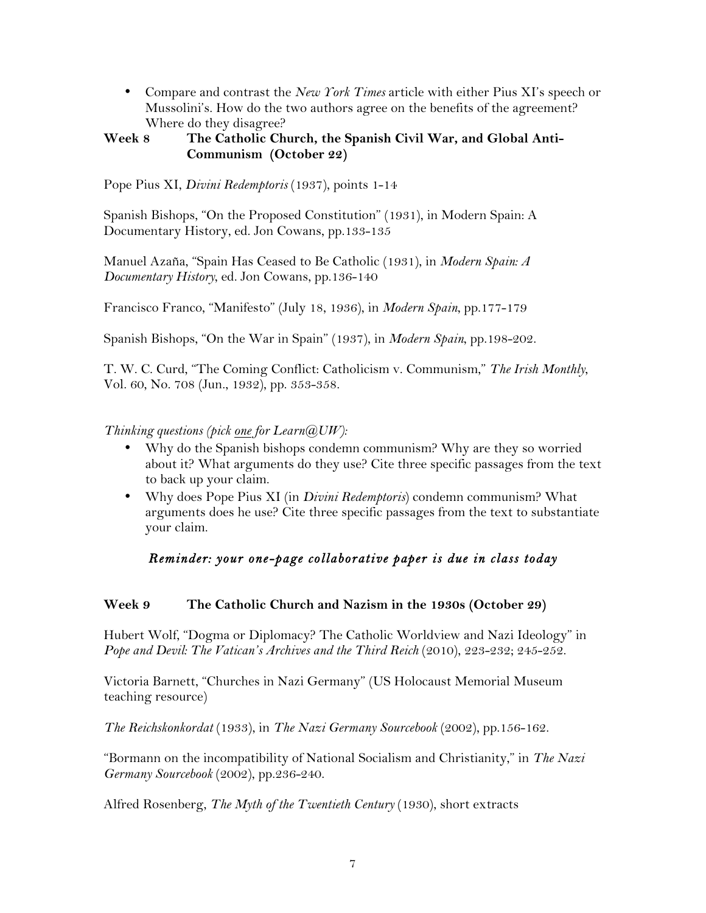- Compare and contrast the *New York Times* article with either Pius XI's speech or Mussolini's. How do the two authors agree on the benefits of the agreement? Where do they disagree?

### Week 8 The Catholic Church, the Spanish Civil War, and Global Anti-Communism (October 22)

Pope Pius XI, *Divini Redemptoris* (1937), points 1-14

Spanish Bishops, "On the Proposed Constitution" (1931), in Modern Spain: A Documentary History, ed. Jon Cowans, pp.133-135

Manuel Azaña, "Spain Has Ceased to Be Catholic (1931), in *Modern Spain: A Documentary History*, ed. Jon Cowans, pp.136-140

Francisco Franco, "Manifesto" (July 18, 1936), in *Modern Spain*, pp.177-179

Spanish Bishops, "On the War in Spain" (1937), in *Modern Spain*, pp.198-202.

T. W. C. Curd, "The Coming Conflict: Catholicism v. Communism," *The Irish Monthly*, Vol. 60, No. 708 (Jun., 1932), pp. 353-358.

*Thinking questions (pick one for Learn@UW):*

- Why do the Spanish bishops condemn communism? Why are they so worried about it? What arguments do they use? Cite three specific passages from the text to back up your claim.
- Why does Pope Pius XI (in *Divini Redemptoris*) condemn communism? What arguments does he use? Cite three specific passages from the text to substantiate your claim.

*Reminder: your one-page collaborative paper is due in class today*

### Week 9 The Catholic Church and Nazism in the 1930s (October 29)

Hubert Wolf, "Dogma or Diplomacy? The Catholic Worldview and Nazi Ideology" in *Pope and Devil: The Vatican's Archives and the Third Reich* (2010), 223-232; 245-252.

Victoria Barnett, "Churches in Nazi Germany" (US Holocaust Memorial Museum teaching resource)

*The Reichskonkordat* (1933), in *The Nazi Germany Sourcebook* (2002), pp.156-162.

"Bormann on the incompatibility of National Socialism and Christianity," in *The Nazi Germany Sourcebook* (2002), pp.236-240.

Alfred Rosenberg, *The Myth of the Twentieth Century* (1930), short extracts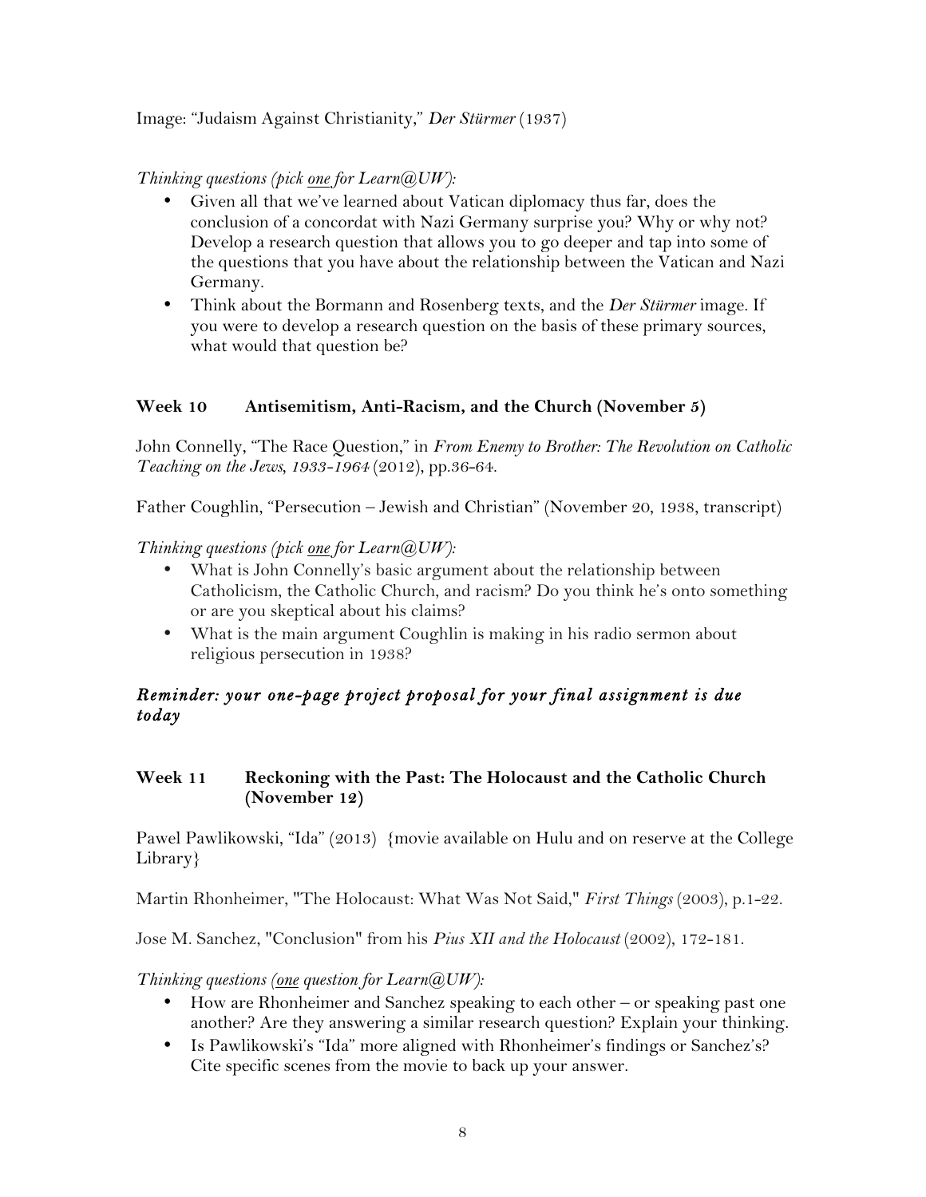Image: "Judaism Against Christianity," *Der Stürmer* (1937)

*Thinking questions (pick <u>one</u> for Learn@UW):*

- Given all that we've learned about Vatican diplomacy thus far, does the conclusion of a concordat with Nazi Germany surprise you? Why or why not? Develop a research question that allows you to go deeper and tap into some of the questions that you have about the relationship between the Vatican and Nazi Germany.
- Think about the Bormann and Rosenberg texts, and the *Der Stürmer* image. If you were to develop a research question on the basis of these primary sources, what would that question be?

### Week 10 Antisemitism, Anti-Racism, and the Church (November 5)

John Connelly, "The Race Question," in *From Enemy to Brother: The Revolution on Catholic Teaching on the Jews, 1933-1964* (2012), pp.36-64.

Father Coughlin, "Persecution – Jewish and Christian" (November 20, 1938, transcript)

*Thinking questions (pick <u>one</u> for Learn@UW):*

- What is John Connelly's basic argument about the relationship between Catholicism, the Catholic Church, and racism? Do you think he's onto something or are you skeptical about his claims?
- What is the main argument Coughlin is making in his radio sermon about religious persecution in 1938?

***Reminder: your one-page project proposal for your final assignment is due today***

### Week 11 Reckoning with the Past: The Holocaust and the Catholic Church (November 12)

Pawel Pawlikowski, "Ida" (2013) {movie available on Hulu and on reserve at the College Library}

Martin Rhonheimer, "The Holocaust: What Was Not Said," *First Things* (2003), p.1-22.

Jose M. Sanchez, "Conclusion" from his *Pius XII and the Holocaust* (2002), 172-181.

*Thinking questions (<u>one</u> question for Learn@UW):*

- How are Rhonheimer and Sanchez speaking to each other – or speaking past one another? Are they answering a similar research question? Explain your thinking.
- Is Pawlikowski's "Ida" more aligned with Rhonheimer's findings or Sanchez's? Cite specific scenes from the movie to back up your answer.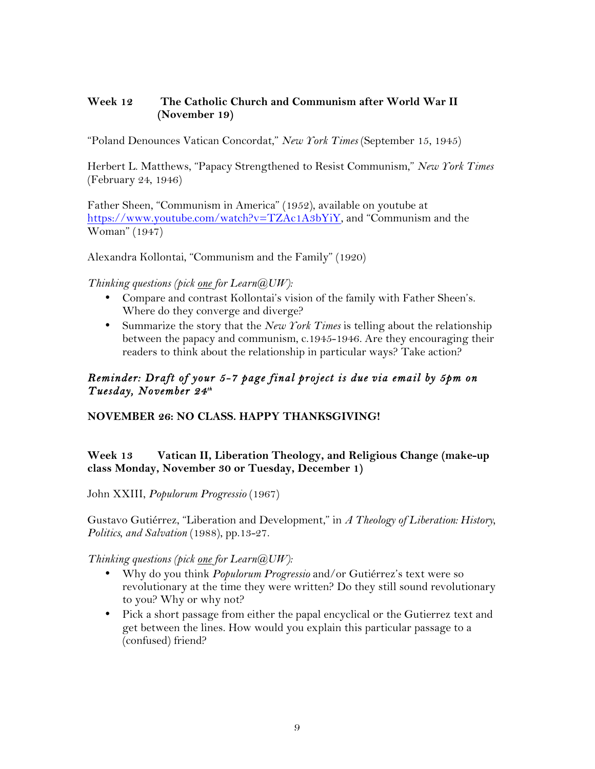### Week 12 The Catholic Church and Communism after World War II (November 19)

"Poland Denounces Vatican Concordat," *New York Times* (September 15, 1945)

Herbert L. Matthews, "Papacy Strengthened to Resist Communism," *New York Times* (February 24, 1946)

Father Sheen, "Communism in America" (1952), available on youtube at https://www.youtube.com/watch?v=TZAc1A3bYiY, and "Communism and the Woman" (1947)

Alexandra Kollontai, "Communism and the Family" (1920)

*Thinking questions (pick one for Learn@UW):*

- Compare and contrast Kollontai's vision of the family with Father Sheen's. Where do they converge and diverge?
- Summarize the story that the *New York Times* is telling about the relationship between the papacy and communism, c.1945-1946. Are they encouraging their readers to think about the relationship in particular ways? Take action?

***Reminder: Draft of your 5-7 page final project is due via email by 5pm on Tuesday, November 24th***

**NOVEMBER 26: NO CLASS. HAPPY THANKSGIVING!**

### Week 13 Vatican II, Liberation Theology, and Religious Change (make-up class Monday, November 30 or Tuesday, December 1)

John XXIII, *Populorum Progressio* (1967)

Gustavo Gutiérrez, "Liberation and Development," in *A Theology of Liberation: History, Politics, and Salvation* (1988), pp.13-27.

*Thinking questions (pick one for Learn@UW):*

- Why do you think *Populorum Progressio* and/or Gutiérrez's text were so revolutionary at the time they were written? Do they still sound revolutionary to you? Why or why not?
- Pick a short passage from either the papal encyclical or the Gutierrez text and get between the lines. How would you explain this particular passage to a (confused) friend?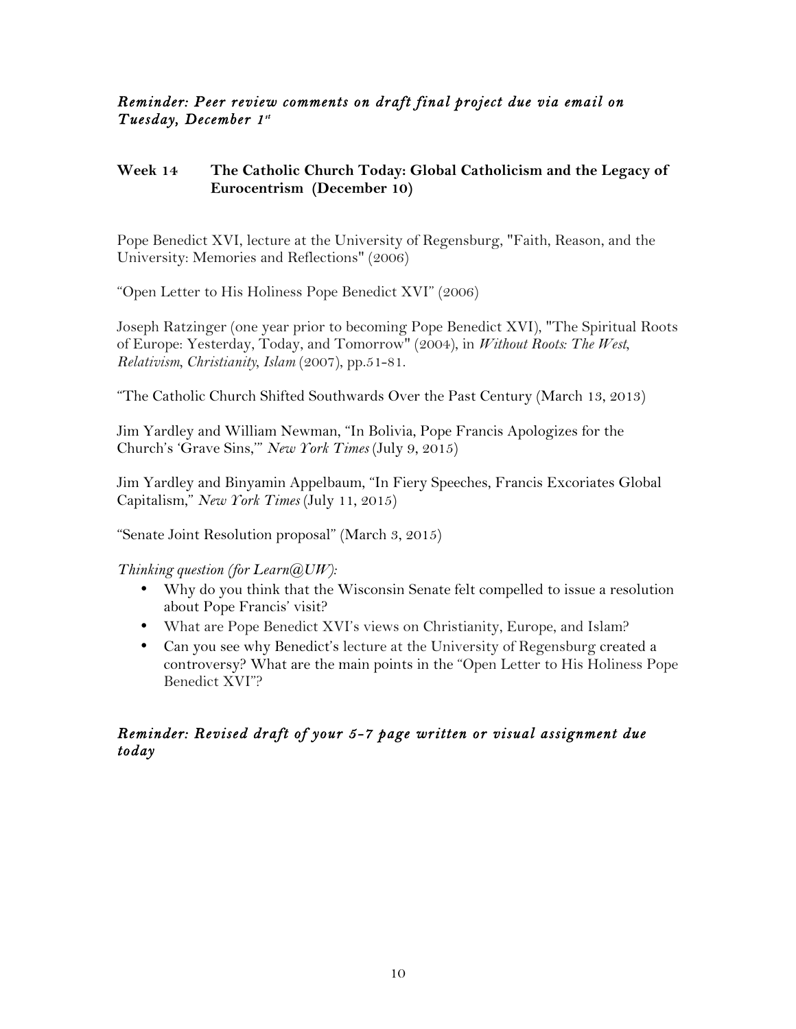***Reminder: Peer review comments on draft final project due via email on Tuesday, December 1st***

### Week 14 The Catholic Church Today: Global Catholicism and the Legacy of Eurocentrism (December 10)

Pope Benedict XVI, lecture at the University of Regensburg, "Faith, Reason, and the University: Memories and Reflections" (2006)

"Open Letter to His Holiness Pope Benedict XVI" (2006)

Joseph Ratzinger (one year prior to becoming Pope Benedict XVI), "The Spiritual Roots of Europe: Yesterday, Today, and Tomorrow" (2004), in *Without Roots: The West, Relativism, Christianity, Islam* (2007), pp.51-81.

"The Catholic Church Shifted Southwards Over the Past Century (March 13, 2013)

Jim Yardley and William Newman, "In Bolivia, Pope Francis Apologizes for the Church's 'Grave Sins,'" *New York Times* (July 9, 2015)

Jim Yardley and Binyamin Appelbaum, "In Fiery Speeches, Francis Excoriates Global Capitalism," *New York Times* (July 11, 2015)

"Senate Joint Resolution proposal" (March 3, 2015)

*Thinking question (for Learn@UW):*

- Why do you think that the Wisconsin Senate felt compelled to issue a resolution about Pope Francis' visit?
- What are Pope Benedict XVI's views on Christianity, Europe, and Islam?
- Can you see why Benedict's lecture at the University of Regensburg created a controversy? What are the main points in the "Open Letter to His Holiness Pope Benedict XVI"?

***Reminder: Revised draft of your 5-7 page written or visual assignment due today***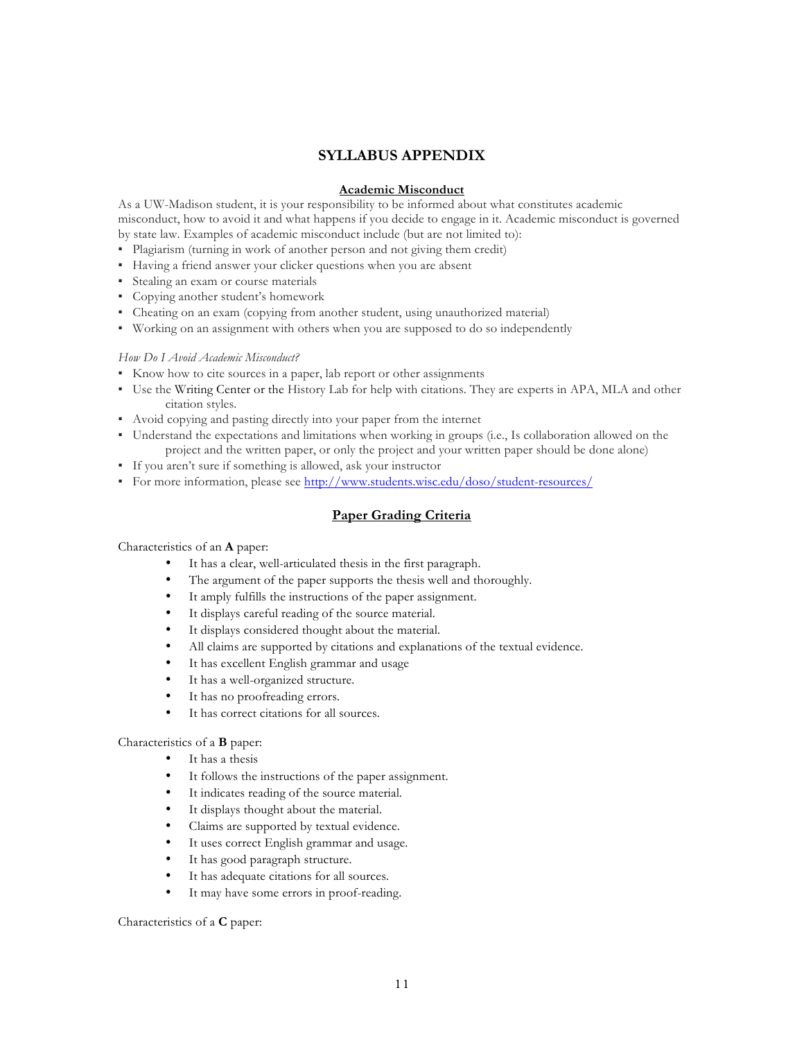# SYLLABUS APPENDIX

## Academic Misconduct

As a UW-Madison student, it is your responsibility to be informed about what constitutes academic misconduct, how to avoid it and what happens if you decide to engage in it. Academic misconduct is governed by state law. Examples of academic misconduct include (but are not limited to):

- Plagiarism (turning in work of another person and not giving them credit)
- Having a friend answer your clicker questions when you are absent
- Stealing an exam or course materials
- Copying another student's homework
- Cheating on an exam (copying from another student, using unauthorized material)
- Working on an assignment with others when you are supposed to do so independently

*How Do I Avoid Academic Misconduct?*

- Know how to cite sources in a paper, lab report or other assignments
- Use the Writing Center or the History Lab for help with citations. They are experts in APA, MLA and other citation styles.
- Avoid copying and pasting directly into your paper from the internet
- Understand the expectations and limitations when working in groups (i.e., Is collaboration allowed on the project and the written paper, or only the project and your written paper should be done alone)
- If you aren't sure if something is allowed, ask your instructor
- For more information, please see http://www.students.wisc.edu/doso/student-resources/

## Paper Grading Criteria

Characteristics of an **A** paper:

- It has a clear, well-articulated thesis in the first paragraph.
- The argument of the paper supports the thesis well and thoroughly.
- It amply fulfills the instructions of the paper assignment.
- It displays careful reading of the source material.
- It displays considered thought about the material.
- All claims are supported by citations and explanations of the textual evidence.
- It has excellent English grammar and usage
- It has a well-organized structure.
- It has no proofreading errors.
- It has correct citations for all sources.

Characteristics of a **B** paper:

- It has a thesis
- It follows the instructions of the paper assignment.
- It indicates reading of the source material.
- It displays thought about the material.
- Claims are supported by textual evidence.
- It uses correct English grammar and usage.
- It has good paragraph structure.
- It has adequate citations for all sources.
- It may have some errors in proof-reading.

Characteristics of a **C** paper: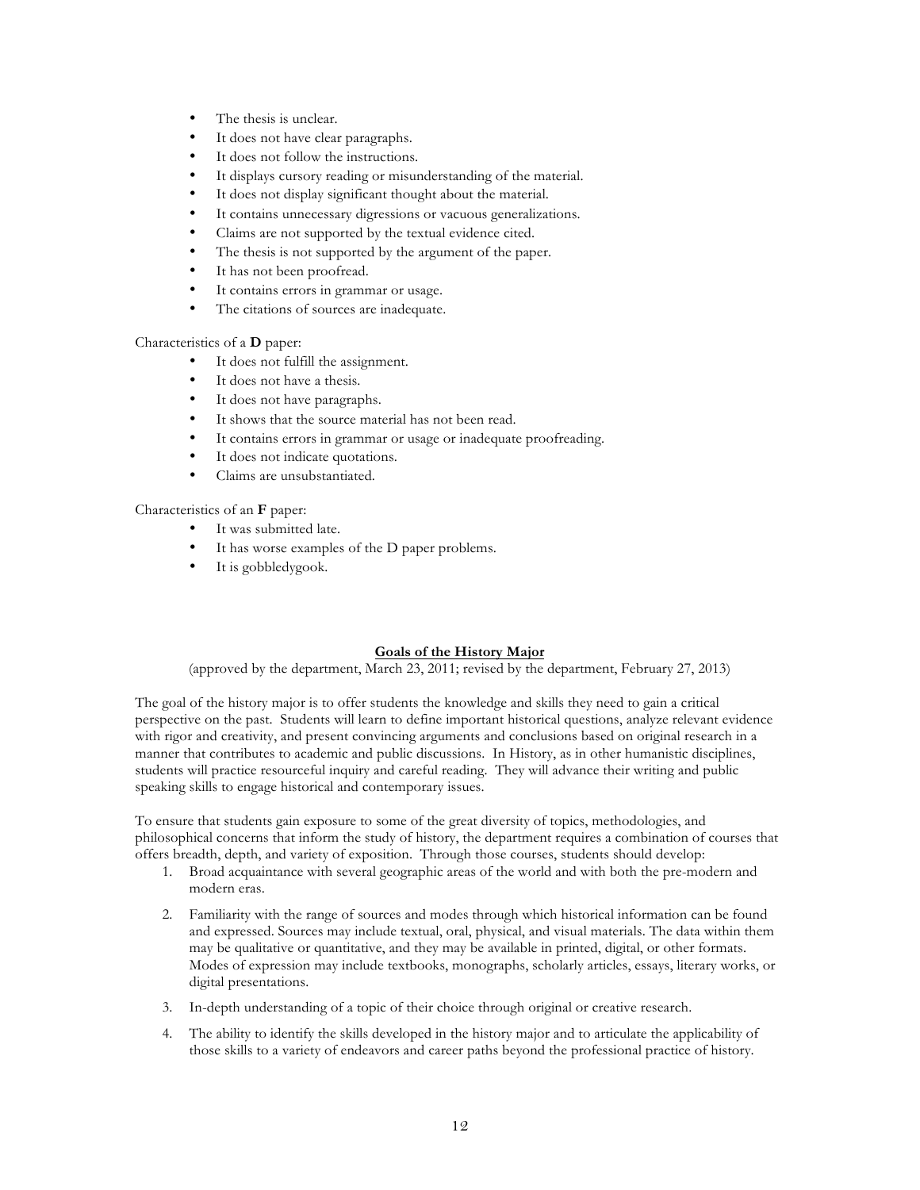- The thesis is unclear.
- It does not have clear paragraphs.
- It does not follow the instructions.
- It displays cursory reading or misunderstanding of the material.
- It does not display significant thought about the material.
- It contains unnecessary digressions or vacuous generalizations.
- Claims are not supported by the textual evidence cited.
- The thesis is not supported by the argument of the paper.
- It has not been proofread.
- It contains errors in grammar or usage.
- The citations of sources are inadequate.

Characteristics of a **D** paper:

- It does not fulfill the assignment.
- It does not have a thesis.
- It does not have paragraphs.
- It shows that the source material has not been read.
- It contains errors in grammar or usage or inadequate proofreading.
- It does not indicate quotations.
- Claims are unsubstantiated.

Characteristics of an **F** paper:

- It was submitted late.
- It has worse examples of the D paper problems.
- It is gobbledygook.

## Goals of the History Major

(approved by the department, March 23, 2011; revised by the department, February 27, 2013)

The goal of the history major is to offer students the knowledge and skills they need to gain a critical perspective on the past. Students will learn to define important historical questions, analyze relevant evidence with rigor and creativity, and present convincing arguments and conclusions based on original research in a manner that contributes to academic and public discussions. In History, as in other humanistic disciplines, students will practice resourceful inquiry and careful reading. They will advance their writing and public speaking skills to engage historical and contemporary issues.

To ensure that students gain exposure to some of the great diversity of topics, methodologies, and philosophical concerns that inform the study of history, the department requires a combination of courses that offers breadth, depth, and variety of exposition. Through those courses, students should develop:

1. Broad acquaintance with several geographic areas of the world and with both the pre-modern and modern eras.
2. Familiarity with the range of sources and modes through which historical information can be found and expressed. Sources may include textual, oral, physical, and visual materials. The data within them may be qualitative or quantitative, and they may be available in printed, digital, or other formats. Modes of expression may include textbooks, monographs, scholarly articles, essays, literary works, or digital presentations.
3. In-depth understanding of a topic of their choice through original or creative research.
4. The ability to identify the skills developed in the history major and to articulate the applicability of those skills to a variety of endeavors and career paths beyond the professional practice of history.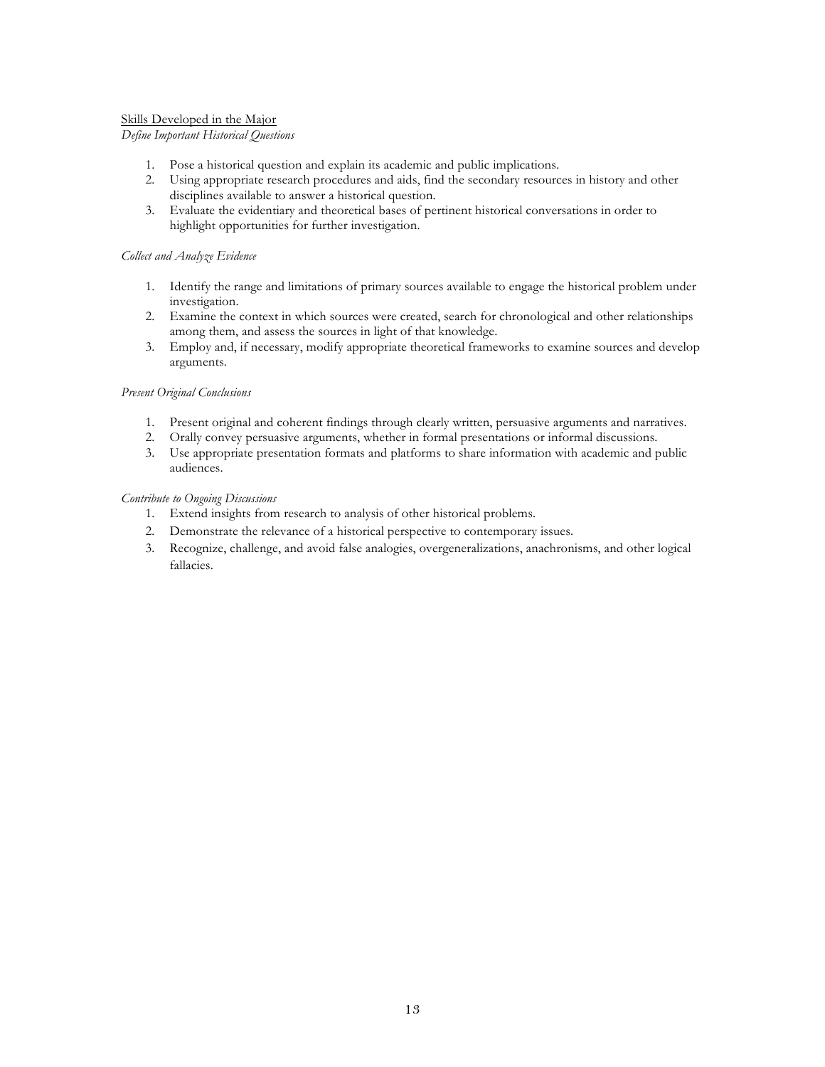Skills Developed in the Major

*Define Important Historical Questions*

1. Pose a historical question and explain its academic and public implications.
2. Using appropriate research procedures and aids, find the secondary resources in history and other disciplines available to answer a historical question.
3. Evaluate the evidentiary and theoretical bases of pertinent historical conversations in order to highlight opportunities for further investigation.

*Collect and Analyze Evidence*

1. Identify the range and limitations of primary sources available to engage the historical problem under investigation.
2. Examine the context in which sources were created, search for chronological and other relationships among them, and assess the sources in light of that knowledge.
3. Employ and, if necessary, modify appropriate theoretical frameworks to examine sources and develop arguments.

*Present Original Conclusions*

1. Present original and coherent findings through clearly written, persuasive arguments and narratives.
2. Orally convey persuasive arguments, whether in formal presentations or informal discussions.
3. Use appropriate presentation formats and platforms to share information with academic and public audiences.

*Contribute to Ongoing Discussions*

1. Extend insights from research to analysis of other historical problems.
2. Demonstrate the relevance of a historical perspective to contemporary issues.
3. Recognize, challenge, and avoid false analogies, overgeneralizations, anachronisms, and other logical fallacies.